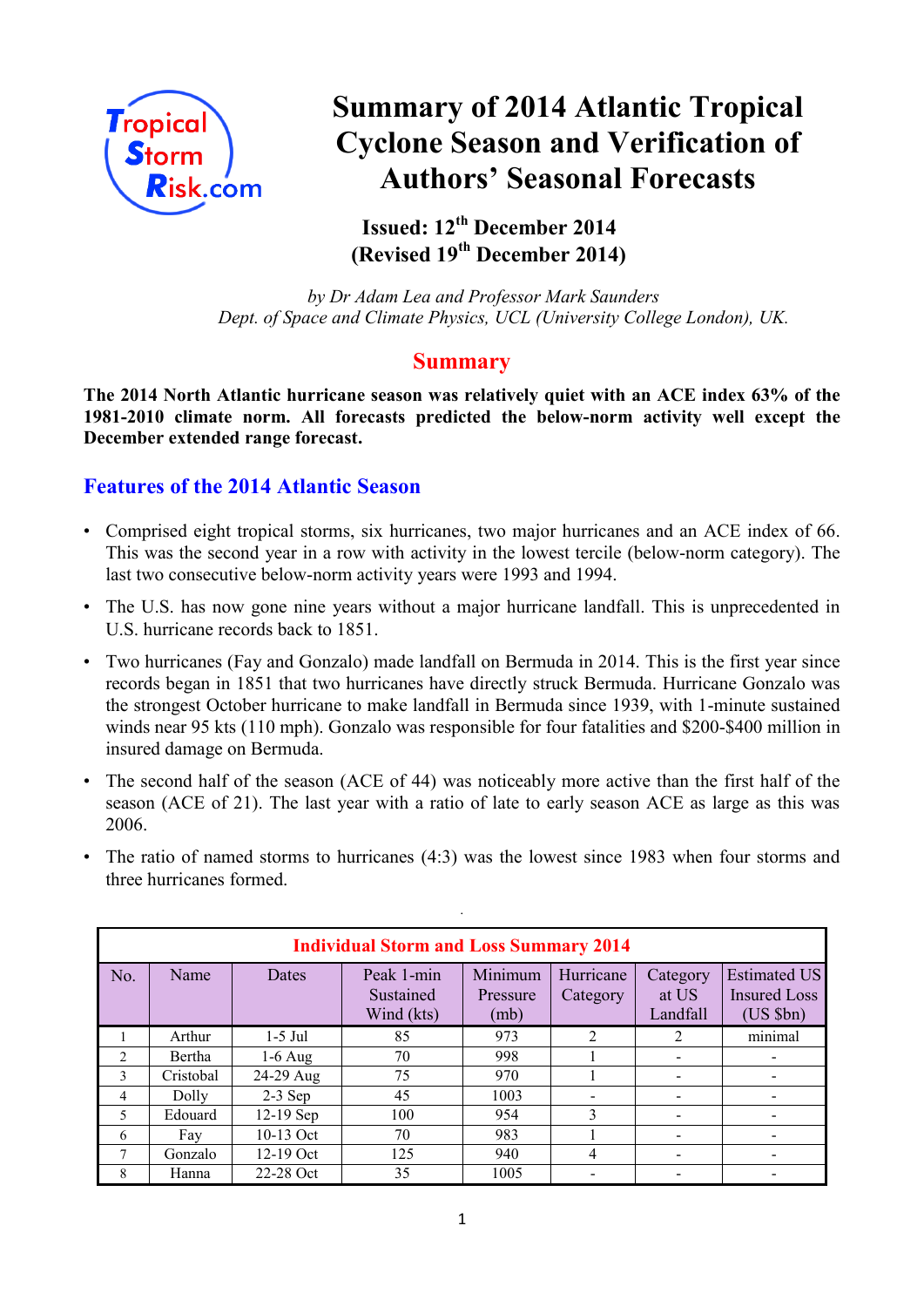# Summary of 2014 Atlantic Tropical Cyclone Season and Verification of Authors' Seasonal Forecasts

**Issued: 12th December 2014**
**(Revised 19th December 2014)**

*by Dr Adam Lea and Professor Mark Saunders*
*Dept. of Space and Climate Physics, UCL (University College London), UK.*

## Summary

**The 2014 North Atlantic hurricane season was relatively quiet with an ACE index 63% of the 1981-2010 climate norm. All forecasts predicted the below-norm activity well except the December extended range forecast.**

## Features of the 2014 Atlantic Season

- Comprised eight tropical storms, six hurricanes, two major hurricanes and an ACE index of 66. This was the second year in a row with activity in the lowest tercile (below-norm category). The last two consecutive below-norm activity years were 1993 and 1994.
- The U.S. has now gone nine years without a major hurricane landfall. This is unprecedented in U.S. hurricane records back to 1851.
- Two hurricanes (Fay and Gonzalo) made landfall on Bermuda in 2014. This is the first year since records began in 1851 that two hurricanes have directly struck Bermuda. Hurricane Gonzalo was the strongest October hurricane to make landfall in Bermuda since 1939, with 1-minute sustained winds near 95 kts (110 mph). Gonzalo was responsible for four fatalities and $200-$400 million in insured damage on Bermuda.
- The second half of the season (ACE of 44) was noticeably more active than the first half of the season (ACE of 21). The last year with a ratio of late to early season ACE as large as this was 2006.
- The ratio of named storms to hurricanes (4:3) was the lowest since 1983 when four storms and three hurricanes formed.

| Individual Storm and Loss Summary 2014 | | | | | | | |
|---|---|---|---|---|---|---|---|
| No. | Name | Dates | Peak 1-min Sustained Wind (kts) | Minimum Pressure (mb) | Hurricane Category | Category at US Landfall | Estimated US Insured Loss (US $bn) |
| 1 | Arthur | 1-5 Jul | 85 | 973 | 2 | 2 | minimal |
| 2 | Bertha | 1-6 Aug | 70 | 998 | 1 | - | - |
| 3 | Cristobal | 24-29 Aug | 75 | 970 | 1 | - | - |
| 4 | Dolly | 2-3 Sep | 45 | 1003 | - | - | - |
| 5 | Edouard | 12-19 Sep | 100 | 954 | 3 | - | - |
| 6 | Fay | 10-13 Oct | 70 | 983 | 1 | - | - |
| 7 | Gonzalo | 12-19 Oct | 125 | 940 | 4 | - | - |
| 8 | Hanna | 22-28 Oct | 35 | 1005 | - | - | - |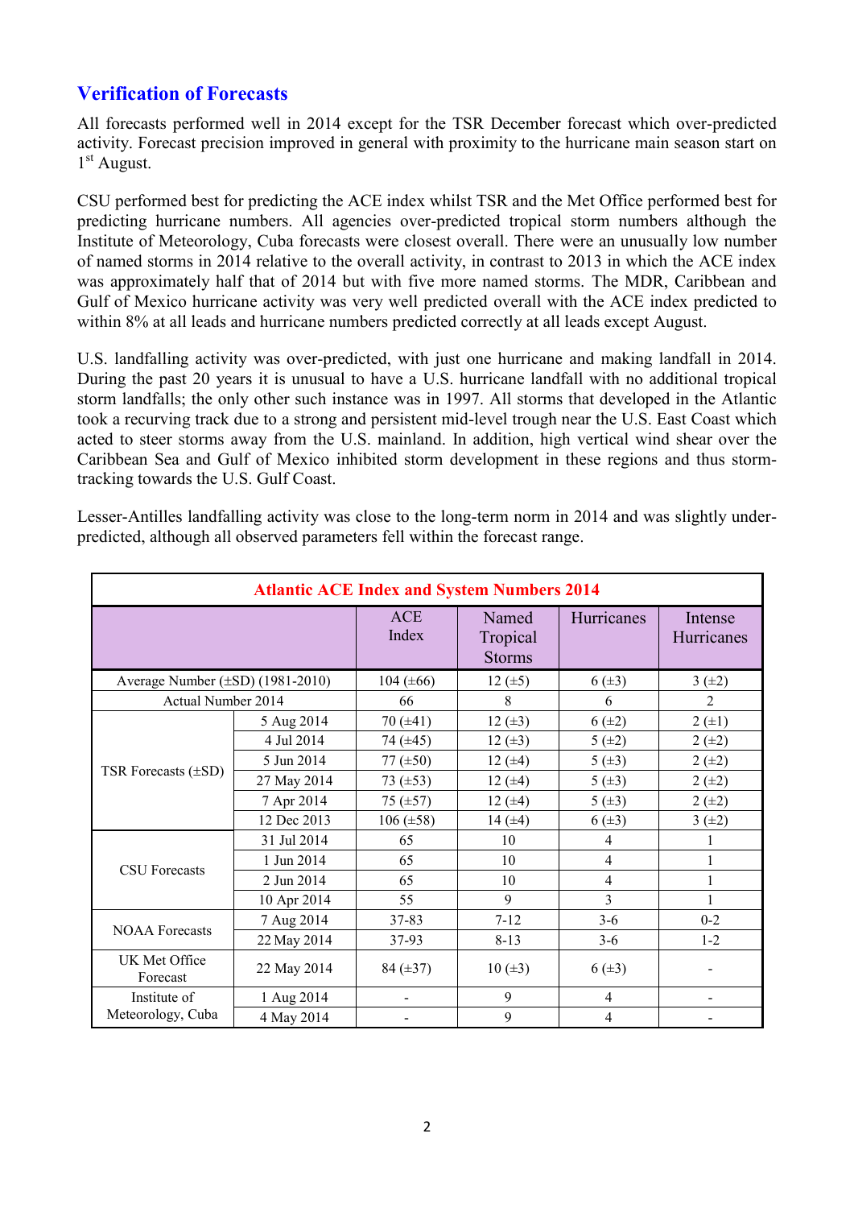## Verification of Forecasts

All forecasts performed well in 2014 except for the TSR December forecast which over-predicted activity. Forecast precision improved in general with proximity to the hurricane main season start on 1st August.

CSU performed best for predicting the ACE index whilst TSR and the Met Office performed best for predicting hurricane numbers. All agencies over-predicted tropical storm numbers although the Institute of Meteorology, Cuba forecasts were closest overall. There were an unusually low number of named storms in 2014 relative to the overall activity, in contrast to 2013 in which the ACE index was approximately half that of 2014 but with five more named storms. The MDR, Caribbean and Gulf of Mexico hurricane activity was very well predicted overall with the ACE index predicted to within 8% at all leads and hurricane numbers predicted correctly at all leads except August.

U.S. landfalling activity was over-predicted, with just one hurricane and making landfall in 2014. During the past 20 years it is unusual to have a U.S. hurricane landfall with no additional tropical storm landfalls; the only other such instance was in 1997. All storms that developed in the Atlantic took a recurving track due to a strong and persistent mid-level trough near the U.S. East Coast which acted to steer storms away from the U.S. mainland. In addition, high vertical wind shear over the Caribbean Sea and Gulf of Mexico inhibited storm development in these regions and thus storm-tracking towards the U.S. Gulf Coast.

Lesser-Antilles landfalling activity was close to the long-term norm in 2014 and was slightly under-predicted, although all observed parameters fell within the forecast range.

| Atlantic ACE Index and System Numbers 2014 | | | | | |
|---|---|---|---|---|---|
| | | ACE Index | Named Tropical Storms | Hurricanes | Intense Hurricanes |
| Average Number (±SD) (1981-2010) | | 104 (±66) | 12 (±5) | 6 (±3) | 3 (±2) |
| Actual Number 2014 | | 66 | 8 | 6 | 2 |
| TSR Forecasts (±SD) | 5 Aug 2014 | 70 (±41) | 12 (±3) | 6 (±2) | 2 (±1) |
| | 4 Jul 2014 | 74 (±45) | 12 (±3) | 5 (±2) | 2 (±2) |
| | 5 Jun 2014 | 77 (±50) | 12 (±4) | 5 (±3) | 2 (±2) |
| | 27 May 2014 | 73 (±53) | 12 (±4) | 5 (±3) | 2 (±2) |
| | 7 Apr 2014 | 75 (±57) | 12 (±4) | 5 (±3) | 2 (±2) |
| | 12 Dec 2013 | 106 (±58) | 14 (±4) | 6 (±3) | 3 (±2) |
| CSU Forecasts | 31 Jul 2014 | 65 | 10 | 4 | 1 |
| | 1 Jun 2014 | 65 | 10 | 4 | 1 |
| | 2 Jun 2014 | 65 | 10 | 4 | 1 |
| | 10 Apr 2014 | 55 | 9 | 3 | 1 |
| NOAA Forecasts | 7 Aug 2014 | 37-83 | 7-12 | 3-6 | 0-2 |
| | 22 May 2014 | 37-93 | 8-13 | 3-6 | 1-2 |
| UK Met Office Forecast | 22 May 2014 | 84 (±37) | 10 (±3) | 6 (±3) | - |
| Institute of Meteorology, Cuba | 1 Aug 2014 | - | 9 | 4 | - |
| | 4 May 2014 | - | 9 | 4 | - |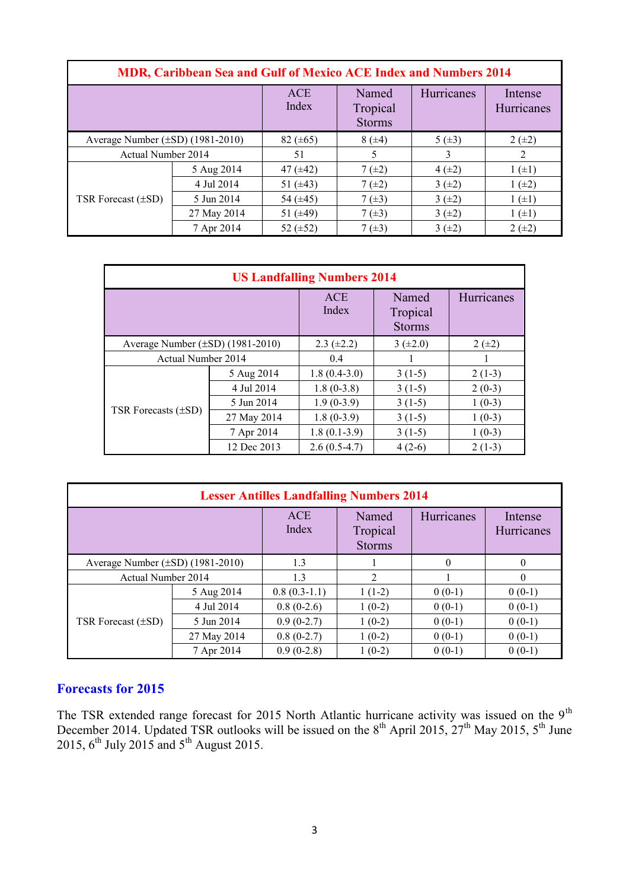| MDR, Caribbean Sea and Gulf of Mexico ACE Index and Numbers 2014 | | | | | |
|---|---|---|---|---|---|
| | | ACE Index | Named Tropical Storms | Hurricanes | Intense Hurricanes |
| Average Number (±SD) (1981-2010) | | 82 (±65) | 8 (±4) | 5 (±3) | 2 (±2) |
| Actual Number 2014 | | 51 | 5 | 3 | 2 |
| TSR Forecast (±SD) | 5 Aug 2014 | 47 (±42) | 7 (±2) | 4 (±2) | 1 (±1) |
| | 4 Jul 2014 | 51 (±43) | 7 (±2) | 3 (±2) | 1 (±2) |
| | 5 Jun 2014 | 54 (±45) | 7 (±3) | 3 (±2) | 1 (±1) |
| | 27 May 2014 | 51 (±49) | 7 (±3) | 3 (±2) | 1 (±1) |
| | 7 Apr 2014 | 52 (±52) | 7 (±3) | 3 (±2) | 2 (±2) |

| US Landfalling Numbers 2014 | | | | |
|---|---|---|---|---|
| | | ACE Index | Named Tropical Storms | Hurricanes |
| Average Number (±SD) (1981-2010) | | 2.3 (±2.2) | 3 (±2.0) | 2 (±2) |
| Actual Number 2014 | | 0.4 | 1 | 1 |
| TSR Forecasts (±SD) | 5 Aug 2014 | 1.8 (0.4-3.0) | 3 (1-5) | 2 (1-3) |
| | 4 Jul 2014 | 1.8 (0-3.8) | 3 (1-5) | 2 (0-3) |
| | 5 Jun 2014 | 1.9 (0-3.9) | 3 (1-5) | 1 (0-3) |
| | 27 May 2014 | 1.8 (0-3.9) | 3 (1-5) | 1 (0-3) |
| | 7 Apr 2014 | 1.8 (0.1-3.9) | 3 (1-5) | 1 (0-3) |
| | 12 Dec 2013 | 2.6 (0.5-4.7) | 4 (2-6) | 2 (1-3) |

| Lesser Antilles Landfalling Numbers 2014 | | | | | |
|---|---|---|---|---|---|
| | | ACE Index | Named Tropical Storms | Hurricanes | Intense Hurricanes |
| Average Number (±SD) (1981-2010) | | 1.3 | 1 | 0 | 0 |
| Actual Number 2014 | | 1.3 | 2 | 1 | 0 |
| TSR Forecast (±SD) | 5 Aug 2014 | 0.8 (0.3-1.1) | 1 (1-2) | 0 (0-1) | 0 (0-1) |
| | 4 Jul 2014 | 0.8 (0-2.6) | 1 (0-2) | 0 (0-1) | 0 (0-1) |
| | 5 Jun 2014 | 0.9 (0-2.7) | 1 (0-2) | 0 (0-1) | 0 (0-1) |
| | 27 May 2014 | 0.8 (0-2.7) | 1 (0-2) | 0 (0-1) | 0 (0-1) |
| | 7 Apr 2014 | 0.9 (0-2.8) | 1 (0-2) | 0 (0-1) | 0 (0-1) |

## Forecasts for 2015

The TSR extended range forecast for 2015 North Atlantic hurricane activity was issued on the 9th December 2014. Updated TSR outlooks will be issued on the 8th April 2015, 27th May 2015, 5th June 2015, 6th July 2015 and 5th August 2015.